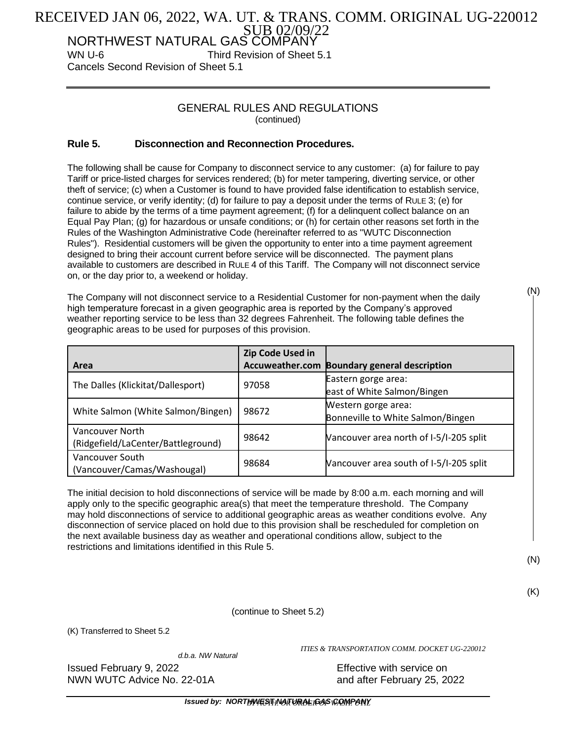NORTHWEST NATURAL GAS COMPANY

WN U-6 Third Revision of Sheet 5.1

Cancels Second Revision of Sheet 5.1

## GENERAL RULES AND REGULATIONS
(continued)

### Rule 5. Disconnection and Reconnection Procedures.

The following shall be cause for Company to disconnect service to any customer: (a) for failure to pay Tariff or price-listed charges for services rendered; (b) for meter tampering, diverting service, or other theft of service; (c) when a Customer is found to have provided false identification to establish service, continue service, or verify identity; (d) for failure to pay a deposit under the terms of RULE 3; (e) for failure to abide by the terms of a time payment agreement; (f) for a delinquent collect balance on an Equal Pay Plan; (g) for hazardous or unsafe conditions; or (h) for certain other reasons set forth in the Rules of the Washington Administrative Code (hereinafter referred to as "WUTC Disconnection Rules"). Residential customers will be given the opportunity to enter into a time payment agreement designed to bring their account current before service will be disconnected. The payment plans available to customers are described in RULE 4 of this Tariff. The Company will not disconnect service on, or the day prior to, a weekend or holiday.

(N)

The Company will not disconnect service to a Residential Customer for non-payment when the daily high temperature forecast in a given geographic area is reported by the Company's approved weather reporting service to be less than 32 degrees Fahrenheit. The following table defines the geographic areas to be used for purposes of this provision.

| Area | Zip Code Used in Accuweather.com | Boundary general description |
|---|---|---|
| The Dalles (Klickitat/Dallesport) | 97058 | Eastern gorge area: east of White Salmon/Bingen |
| White Salmon (White Salmon/Bingen) | 98672 | Western gorge area: Bonneville to White Salmon/Bingen |
| Vancouver North (Ridgefield/LaCenter/Battleground) | 98642 | Vancouver area north of I-5/I-205 split |
| Vancouver South (Vancouver/Camas/Washougal) | 98684 | Vancouver area south of I-5/I-205 split |

The initial decision to hold disconnections of service will be made by 8:00 a.m. each morning and will apply only to the specific geographic area(s) that meet the temperature threshold. The Company may hold disconnections of service to additional geographic areas as weather conditions evolve. Any disconnection of service placed on hold due to this provision shall be rescheduled for completion on the next available business day as weather and operational conditions allow, subject to the restrictions and limitations identified in this Rule 5.

(N)

(K)

(continue to Sheet 5.2)

(K) Transferred to Sheet 5.2

Issued February 9, 2022
NWN WUTC Advice No. 22-01A

Effective with service on and after February 25, 2022

Issued by: NORTHWEST NATURAL GAS COMPANY
d.b.a. NW Natural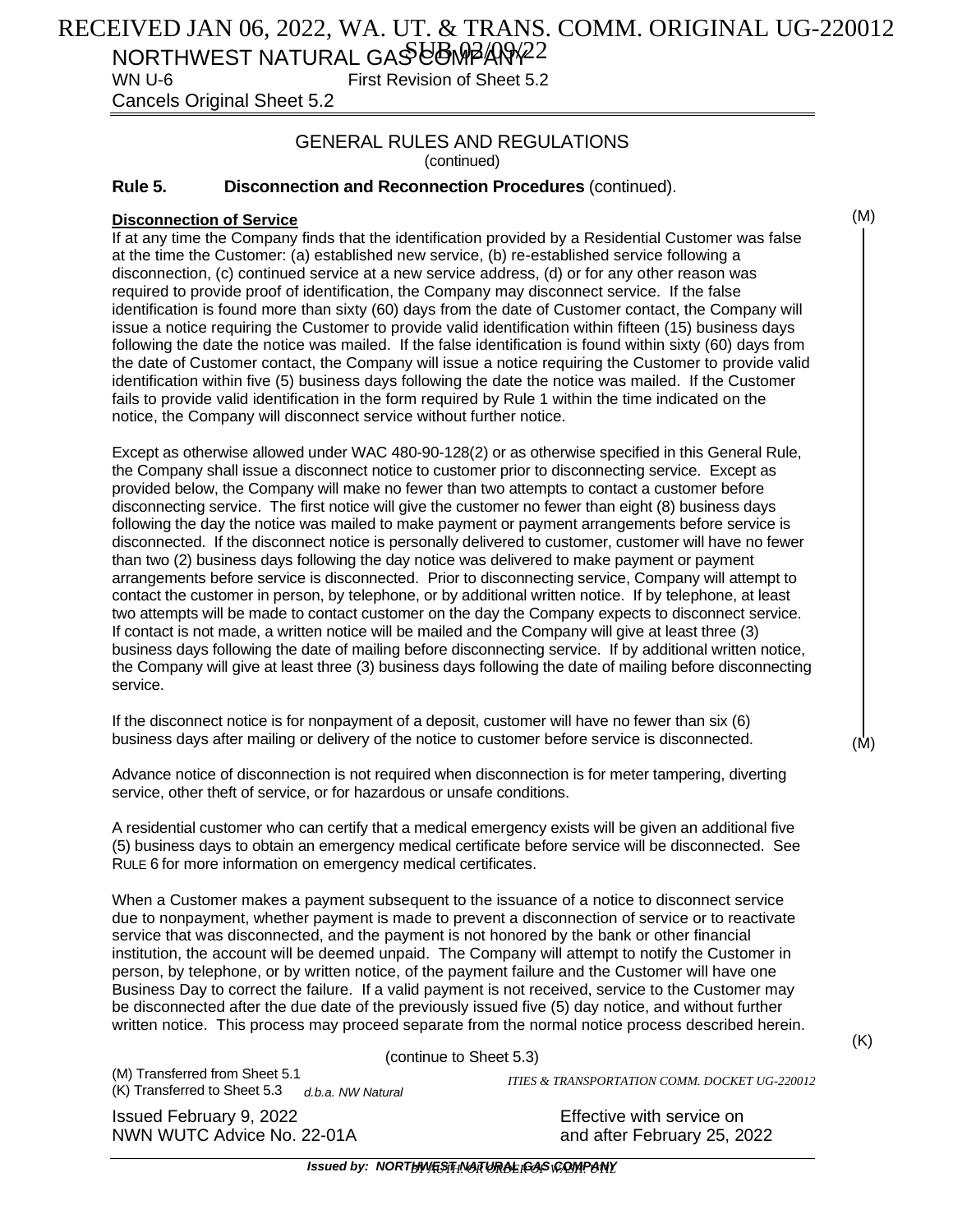NORTHWEST NATURAL GAS COMPANY
WN U-6 First Revision of Sheet 5.2
Cancels Original Sheet 5.2

GENERAL RULES AND REGULATIONS
(continued)

**Rule 5. Disconnection and Reconnection Procedures** (continued).

**Disconnection of Service** (M)

If at any time the Company finds that the identification provided by a Residential Customer was false at the time the Customer: (a) established new service, (b) re-established service following a disconnection, (c) continued service at a new service address, (d) or for any other reason was required to provide proof of identification, the Company may disconnect service. If the false identification is found more than sixty (60) days from the date of Customer contact, the Company will issue a notice requiring the Customer to provide valid identification within fifteen (15) business days following the date the notice was mailed. If the false identification is found within sixty (60) days from the date of Customer contact, the Company will issue a notice requiring the Customer to provide valid identification within five (5) business days following the date the notice was mailed. If the Customer fails to provide valid identification in the form required by Rule 1 within the time indicated on the notice, the Company will disconnect service without further notice.

Except as otherwise allowed under WAC 480-90-128(2) or as otherwise specified in this General Rule, the Company shall issue a disconnect notice to customer prior to disconnecting service. Except as provided below, the Company will make no fewer than two attempts to contact a customer before disconnecting service. The first notice will give the customer no fewer than eight (8) business days following the day the notice was mailed to make payment or payment arrangements before service is disconnected. If the disconnect notice is personally delivered to customer, customer will have no fewer than two (2) business days following the day notice was delivered to make payment or payment arrangements before service is disconnected. Prior to disconnecting service, Company will attempt to contact the customer in person, by telephone, or by additional written notice. If by telephone, at least two attempts will be made to contact customer on the day the Company expects to disconnect service. If contact is not made, a written notice will be mailed and the Company will give at least three (3) business days following the date of mailing before disconnecting service. If by additional written notice, the Company will give at least three (3) business days following the date of mailing before disconnecting service.

If the disconnect notice is for nonpayment of a deposit, customer will have no fewer than six (6) business days after mailing or delivery of the notice to customer before service is disconnected. (M)

Advance notice of disconnection is not required when disconnection is for meter tampering, diverting service, other theft of service, or for hazardous or unsafe conditions.

A residential customer who can certify that a medical emergency exists will be given an additional five (5) business days to obtain an emergency medical certificate before service will be disconnected. See RULE 6 for more information on emergency medical certificates.

When a Customer makes a payment subsequent to the issuance of a notice to disconnect service due to nonpayment, whether payment is made to prevent a disconnection of service or to reactivate service that was disconnected, and the payment is not honored by the bank or other financial institution, the account will be deemed unpaid. The Company will attempt to notify the Customer in person, by telephone, or by written notice, of the payment failure and the Customer will have one Business Day to correct the failure. If a valid payment is not received, service to the Customer may be disconnected after the due date of the previously issued five (5) day notice, and without further written notice. This process may proceed separate from the normal notice process described herein. (K)

(continue to Sheet 5.3)

(M) Transferred from Sheet 5.1
(K) Transferred to Sheet 5.3

Issued February 9, 2022
NWN WUTC Advice No. 22-01A

Effective with service on and after February 25, 2022

Issued by: NORTHWEST NATURAL GAS COMPANY
*d.b.a. NW Natural*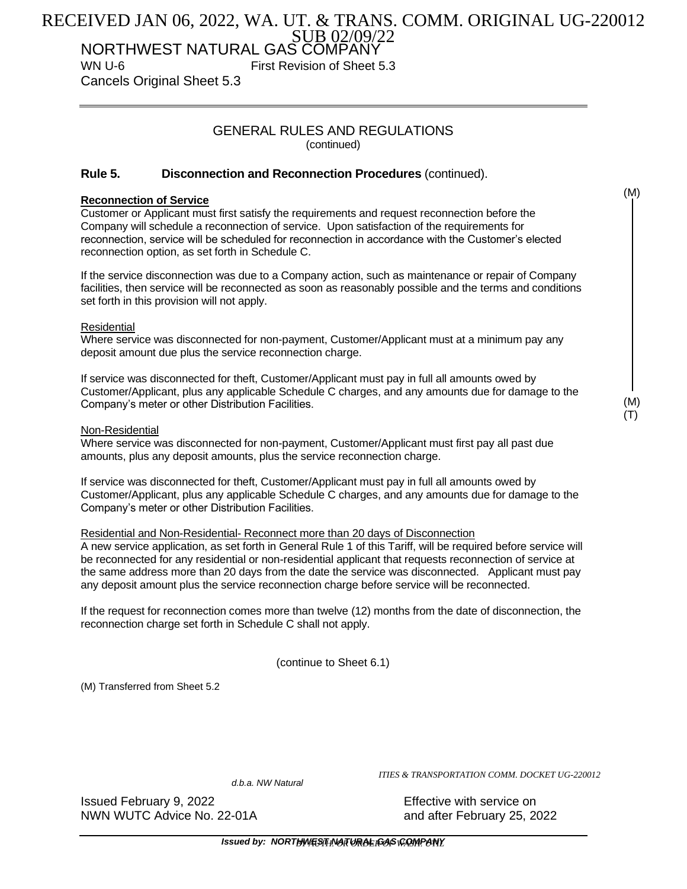NORTHWEST NATURAL GAS COMPANY

WN U-6 First Revision of Sheet 5.3

Cancels Original Sheet 5.3

## GENERAL RULES AND REGULATIONS
(continued)

**Rule 5. Disconnection and Reconnection Procedures** (continued).

**Reconnection of Service** (M)

Customer or Applicant must first satisfy the requirements and request reconnection before the Company will schedule a reconnection of service. Upon satisfaction of the requirements for reconnection, service will be scheduled for reconnection in accordance with the Customer's elected reconnection option, as set forth in Schedule C.

If the service disconnection was due to a Company action, such as maintenance or repair of Company facilities, then service will be reconnected as soon as reasonably possible and the terms and conditions set forth in this provision will not apply.

Residential

Where service was disconnected for non-payment, Customer/Applicant must at a minimum pay any deposit amount due plus the service reconnection charge.

If service was disconnected for theft, Customer/Applicant must pay in full all amounts owed by Customer/Applicant, plus any applicable Schedule C charges, and any amounts due for damage to the Company's meter or other Distribution Facilities. (M) (T)

Non-Residential

Where service was disconnected for non-payment, Customer/Applicant must first pay all past due amounts, plus any deposit amounts, plus the service reconnection charge.

If service was disconnected for theft, Customer/Applicant must pay in full all amounts owed by Customer/Applicant, plus any applicable Schedule C charges, and any amounts due for damage to the Company's meter or other Distribution Facilities.

Residential and Non-Residential- Reconnect more than 20 days of Disconnection

A new service application, as set forth in General Rule 1 of this Tariff, will be required before service will be reconnected for any residential or non-residential applicant that requests reconnection of service at the same address more than 20 days from the date the service was disconnected. Applicant must pay any deposit amount plus the service reconnection charge before service will be reconnected.

If the request for reconnection comes more than twelve (12) months from the date of disconnection, the reconnection charge set forth in Schedule C shall not apply.

(continue to Sheet 6.1)

(M) Transferred from Sheet 5.2

Issued February 9, 2022
NWN WUTC Advice No. 22-01A

Effective with service on
and after February 25, 2022